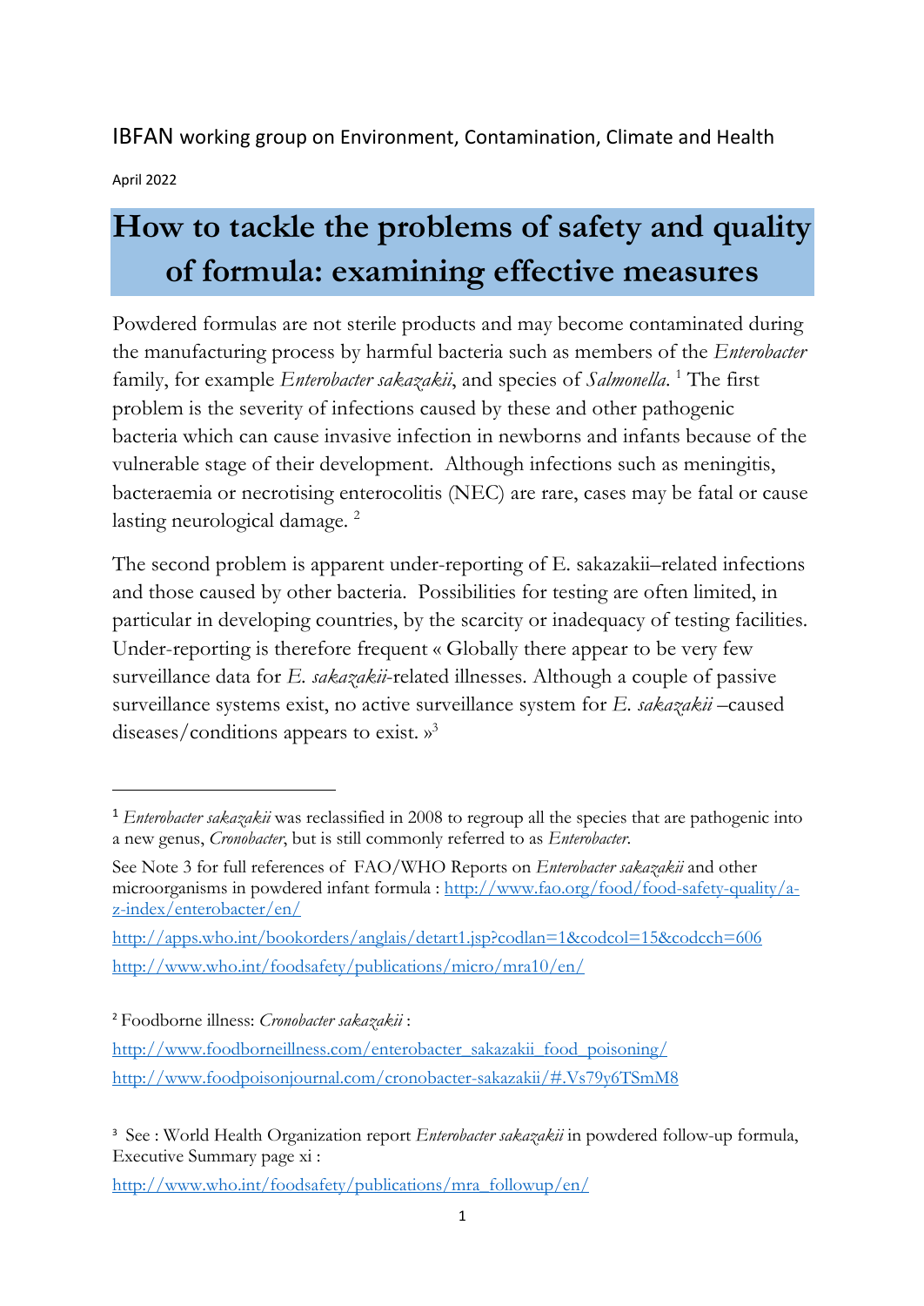IBFAN working group on Environment, Contamination, Climate and Health

April 2022

# How to tackle the problems of safety and quality of formula: examining effective measures

Powdered formulas are not sterile products and may become contaminated during the manufacturing process by harmful bacteria such as members of the *Enterobacter* family, for example *Enterobacter sakazakii*, and species of *Salmonella*. [1] The first problem is the severity of infections caused by these and other pathogenic bacteria which can cause invasive infection in newborns and infants because of the vulnerable stage of their development. Although infections such as meningitis, bacteraemia or necrotising enterocolitis (NEC) are rare, cases may be fatal or cause lasting neurological damage. [2]

The second problem is apparent under-reporting of E. sakazakii–related infections and those caused by other bacteria. Possibilities for testing are often limited, in particular in developing countries, by the scarcity or inadequacy of testing facilities. Under-reporting is therefore frequent « Globally there appear to be very few surveillance data for *E. sakazakii*-related illnesses. Although a couple of passive surveillance systems exist, no active surveillance system for *E. sakazakii* –caused diseases/conditions appears to exist. »[3]

---

[1] *Enterobacter sakazakii* was reclassified in 2008 to regroup all the species that are pathogenic into a new genus, *Cronobacter*, but is still commonly referred to as *Enterobacter*.

See Note 3 for full references of FAO/WHO Reports on *Enterobacter sakazakii* and other microorganisms in powdered infant formula : http://www.fao.org/food/food-safety-quality/a-z-index/enterobacter/en/

http://apps.who.int/bookorders/anglais/detart1.jsp?codlan=1&codcol=15&codcch=606

http://www.who.int/foodsafety/publications/micro/mra10/en/

[2] Foodborne illness: *Cronobacter sakazakii* :

http://www.foodborneillness.com/enterobacter_sakazakii_food_poisoning/

http://www.foodpoisonjournal.com/cronobacter-sakazakii/#.Vs79y6TSmM8

[3] See : World Health Organization report *Enterobacter sakazakii* in powdered follow-up formula, Executive Summary page xi :

http://www.who.int/foodsafety/publications/mra_followup/en/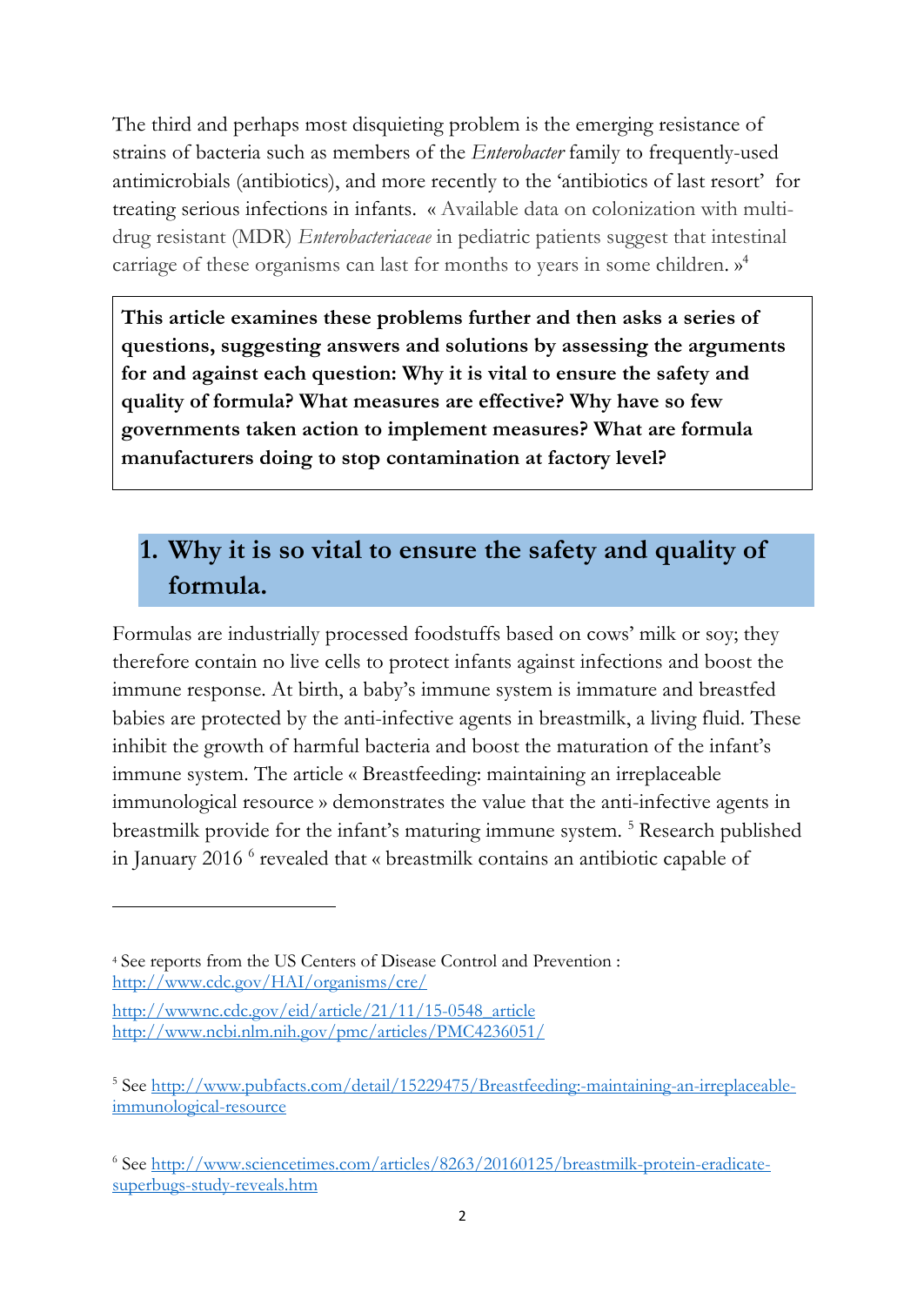The third and perhaps most disquieting problem is the emerging resistance of strains of bacteria such as members of the *Enterobacter* family to frequently-used antimicrobials (antibiotics), and more recently to the 'antibiotics of last resort' for treating serious infections in infants. « Available data on colonization with multi-drug resistant (MDR) *Enterobacteriaceae* in pediatric patients suggest that intestinal carriage of these organisms can last for months to years in some children. »[4]

**This article examines these problems further and then asks a series of questions, suggesting answers and solutions by assessing the arguments for and against each question: Why it is vital to ensure the safety and quality of formula? What measures are effective? Why have so few governments taken action to implement measures? What are formula manufacturers doing to stop contamination at factory level?**

## 1. Why it is so vital to ensure the safety and quality of formula.

Formulas are industrially processed foodstuffs based on cows' milk or soy; they therefore contain no live cells to protect infants against infections and boost the immune response. At birth, a baby's immune system is immature and breastfed babies are protected by the anti-infective agents in breastmilk, a living fluid. These inhibit the growth of harmful bacteria and boost the maturation of the infant's immune system. The article « Breastfeeding: maintaining an irreplaceable immunological resource » demonstrates the value that the anti-infective agents in breastmilk provide for the infant's maturing immune system. [5] Research published in January 2016 [6] revealed that « breastmilk contains an antibiotic capable of

---

[4] See reports from the US Centers of Disease Control and Prevention : http://www.cdc.gov/HAI/organisms/cre/

http://wwwnc.cdc.gov/eid/article/21/11/15-0548_article
http://www.ncbi.nlm.nih.gov/pmc/articles/PMC4236051/

[5] See http://www.pubfacts.com/detail/15229475/Breastfeeding:-maintaining-an-irreplaceable-immunological-resource

[6] See http://www.sciencetimes.com/articles/8263/20160125/breastmilk-protein-eradicate-superbugs-study-reveals.htm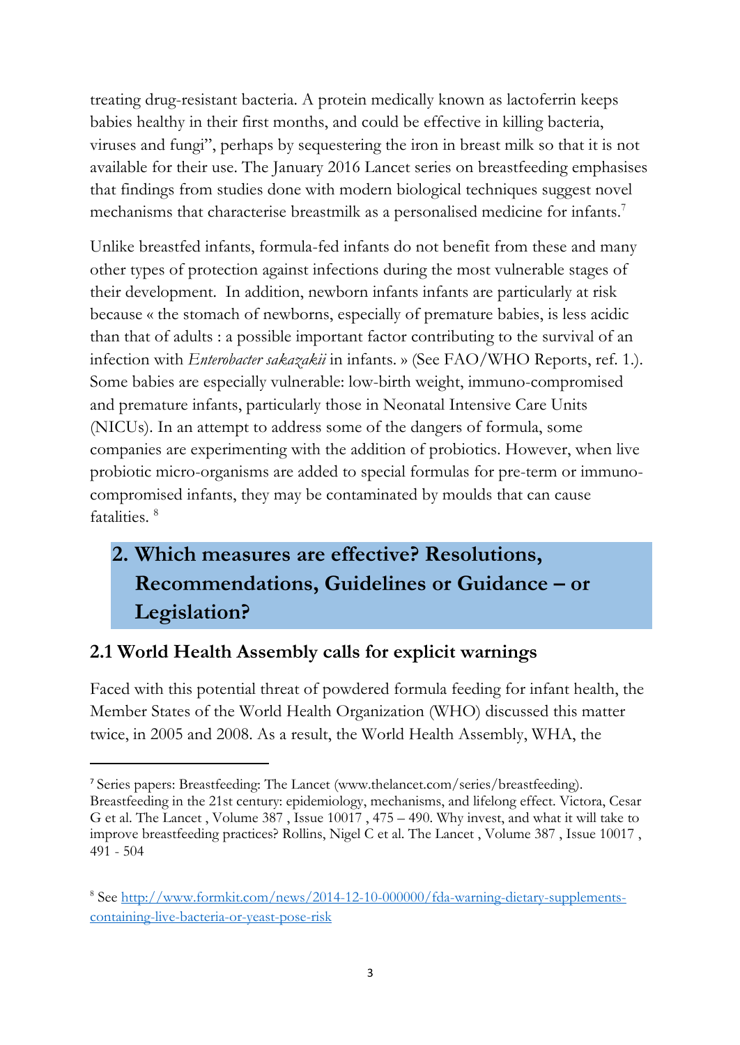treating drug-resistant bacteria. A protein medically known as lactoferrin keeps babies healthy in their first months, and could be effective in killing bacteria, viruses and fungi", perhaps by sequestering the iron in breast milk so that it is not available for their use. The January 2016 Lancet series on breastfeeding emphasises that findings from studies done with modern biological techniques suggest novel mechanisms that characterise breastmilk as a personalised medicine for infants.[7]

Unlike breastfed infants, formula-fed infants do not benefit from these and many other types of protection against infections during the most vulnerable stages of their development. In addition, newborn infants infants are particularly at risk because « the stomach of newborns, especially of premature babies, is less acidic than that of adults : a possible important factor contributing to the survival of an infection with *Enterobacter sakazakii* in infants. » (See FAO/WHO Reports, ref. 1.). Some babies are especially vulnerable: low-birth weight, immuno-compromised and premature infants, particularly those in Neonatal Intensive Care Units (NICUs). In an attempt to address some of the dangers of formula, some companies are experimenting with the addition of probiotics. However, when live probiotic micro-organisms are added to special formulas for pre-term or immuno-compromised infants, they may be contaminated by moulds that can cause fatalities. [8]

## 2. Which measures are effective? Resolutions, Recommendations, Guidelines or Guidance – or Legislation?

### 2.1 World Health Assembly calls for explicit warnings

Faced with this potential threat of powdered formula feeding for infant health, the Member States of the World Health Organization (WHO) discussed this matter twice, in 2005 and 2008. As a result, the World Health Assembly, WHA, the

---

[7] Series papers: Breastfeeding: The Lancet (www.thelancet.com/series/breastfeeding). Breastfeeding in the 21st century: epidemiology, mechanisms, and lifelong effect. Victora, Cesar G et al. The Lancet , Volume 387 , Issue 10017 , 475 – 490. Why invest, and what it will take to improve breastfeeding practices? Rollins, Nigel C et al. The Lancet , Volume 387 , Issue 10017 , 491 - 504

[8] See http://www.formkit.com/news/2014-12-10-000000/fda-warning-dietary-supplements-containing-live-bacteria-or-yeast-pose-risk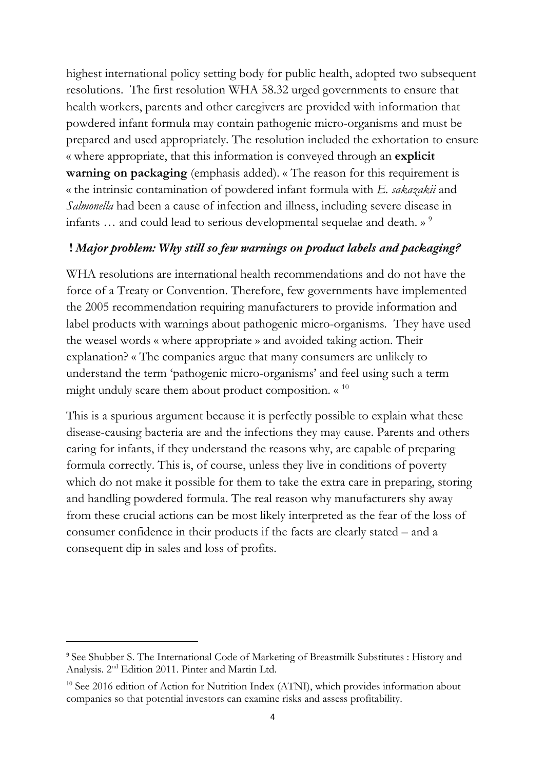highest international policy setting body for public health, adopted two subsequent resolutions. The first resolution WHA 58.32 urged governments to ensure that health workers, parents and other caregivers are provided with information that powdered infant formula may contain pathogenic micro-organisms and must be prepared and used appropriately. The resolution included the exhortation to ensure « where appropriate, that this information is conveyed through an **explicit warning on packaging** (emphasis added). « The reason for this requirement is « the intrinsic contamination of powdered infant formula with *E. sakazakii* and *Salmonella* had been a cause of infection and illness, including severe disease in infants … and could lead to serious developmental sequelae and death. »[9]

### ! *Major problem: Why still so few warnings on product labels and packaging?*

WHA resolutions are international health recommendations and do not have the force of a Treaty or Convention. Therefore, few governments have implemented the 2005 recommendation requiring manufacturers to provide information and label products with warnings about pathogenic micro-organisms. They have used the weasel words « where appropriate » and avoided taking action. Their explanation? « The companies argue that many consumers are unlikely to understand the term 'pathogenic micro-organisms' and feel using such a term might unduly scare them about product composition. «[10]

This is a spurious argument because it is perfectly possible to explain what these disease-causing bacteria are and the infections they may cause. Parents and others caring for infants, if they understand the reasons why, are capable of preparing formula correctly. This is, of course, unless they live in conditions of poverty which do not make it possible for them to take the extra care in preparing, storing and handling powdered formula. The real reason why manufacturers shy away from these crucial actions can be most likely interpreted as the fear of the loss of consumer confidence in their products if the facts are clearly stated – and a consequent dip in sales and loss of profits.

---

[9] See Shubber S. The International Code of Marketing of Breastmilk Substitutes : History and Analysis. 2nd Edition 2011. Pinter and Martin Ltd.

[10] See 2016 edition of Action for Nutrition Index (ATNI), which provides information about companies so that potential investors can examine risks and assess profitability.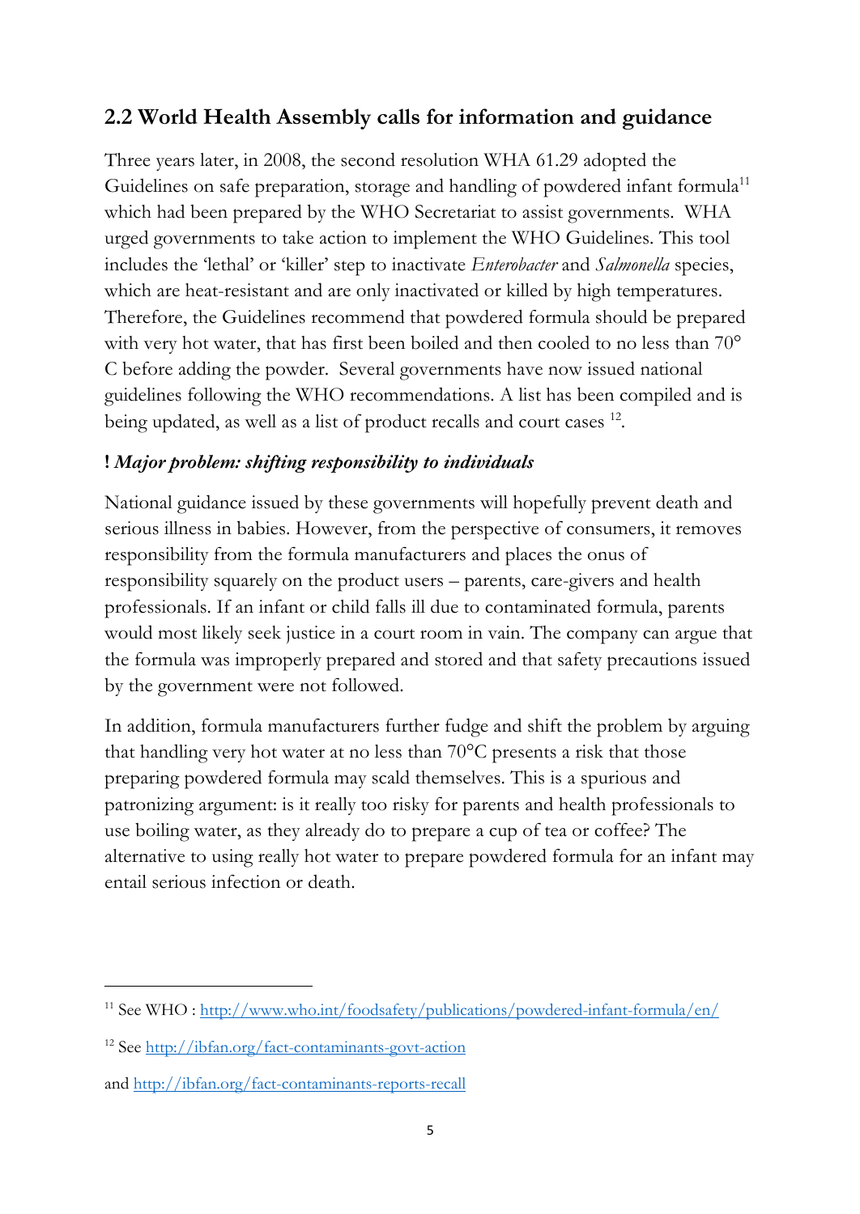## 2.2 World Health Assembly calls for information and guidance

Three years later, in 2008, the second resolution WHA 61.29 adopted the Guidelines on safe preparation, storage and handling of powdered infant formula[11] which had been prepared by the WHO Secretariat to assist governments. WHA urged governments to take action to implement the WHO Guidelines. This tool includes the 'lethal' or 'killer' step to inactivate *Enterobacter* and *Salmonella* species, which are heat-resistant and are only inactivated or killed by high temperatures. Therefore, the Guidelines recommend that powdered formula should be prepared with very hot water, that has first been boiled and then cooled to no less than 70° C before adding the powder. Several governments have now issued national guidelines following the WHO recommendations. A list has been compiled and is being updated, as well as a list of product recalls and court cases [12].

### ! *Major problem: shifting responsibility to individuals*

National guidance issued by these governments will hopefully prevent death and serious illness in babies. However, from the perspective of consumers, it removes responsibility from the formula manufacturers and places the onus of responsibility squarely on the product users – parents, care-givers and health professionals. If an infant or child falls ill due to contaminated formula, parents would most likely seek justice in a court room in vain. The company can argue that the formula was improperly prepared and stored and that safety precautions issued by the government were not followed.

In addition, formula manufacturers further fudge and shift the problem by arguing that handling very hot water at no less than 70°C presents a risk that those preparing powdered formula may scald themselves. This is a spurious and patronizing argument: is it really too risky for parents and health professionals to use boiling water, as they already do to prepare a cup of tea or coffee? The alternative to using really hot water to prepare powdered formula for an infant may entail serious infection or death.

---

[11] See WHO : http://www.who.int/foodsafety/publications/powdered-infant-formula/en/

[12] See http://ibfan.org/fact-contaminants-govt-action

and http://ibfan.org/fact-contaminants-reports-recall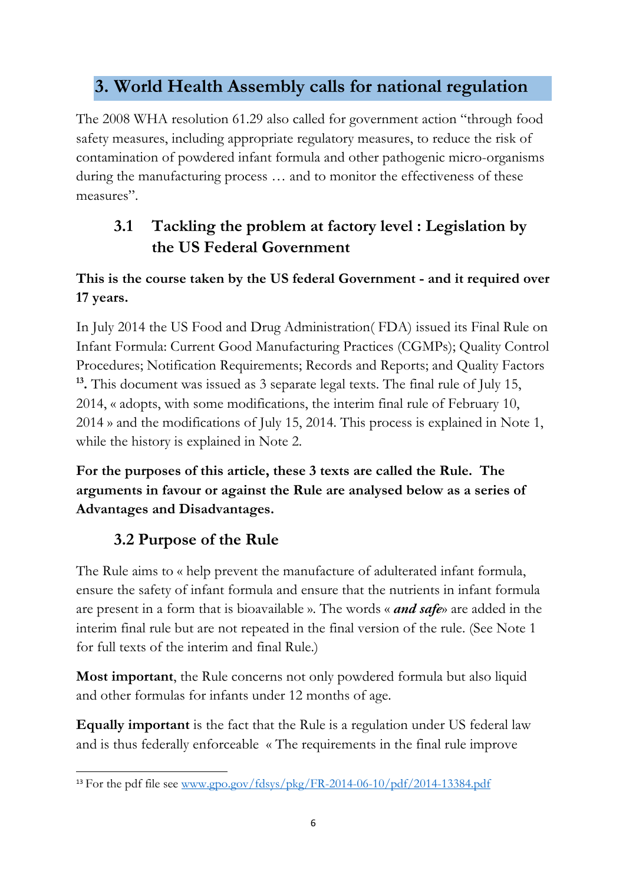## 3. World Health Assembly calls for national regulation

The 2008 WHA resolution 61.29 also called for government action "through food safety measures, including appropriate regulatory measures, to reduce the risk of contamination of powdered infant formula and other pathogenic micro-organisms during the manufacturing process … and to monitor the effectiveness of these measures".

### 3.1 Tackling the problem at factory level : Legislation by the US Federal Government

**This is the course taken by the US federal Government - and it required over 17 years.**

In July 2014 the US Food and Drug Administration( FDA) issued its Final Rule on Infant Formula: Current Good Manufacturing Practices (CGMPs); Quality Control Procedures; Notification Requirements; Records and Reports; and Quality Factors [13]**.** This document was issued as 3 separate legal texts. The final rule of July 15, 2014, « adopts, with some modifications, the interim final rule of February 10, 2014 » and the modifications of July 15, 2014. This process is explained in Note 1, while the history is explained in Note 2.

**For the purposes of this article, these 3 texts are called the Rule. The arguments in favour or against the Rule are analysed below as a series of Advantages and Disadvantages.**

### 3.2 Purpose of the Rule

The Rule aims to « help prevent the manufacture of adulterated infant formula, ensure the safety of infant formula and ensure that the nutrients in infant formula are present in a form that is bioavailable ». The words « ***and safe***» are added in the interim final rule but are not repeated in the final version of the rule. (See Note 1 for full texts of the interim and final Rule.)

**Most important**, the Rule concerns not only powdered formula but also liquid and other formulas for infants under 12 months of age.

**Equally important** is the fact that the Rule is a regulation under US federal law and is thus federally enforceable « The requirements in the final rule improve

[13] For the pdf file see www.gpo.gov/fdsys/pkg/FR-2014-06-10/pdf/2014-13384.pdf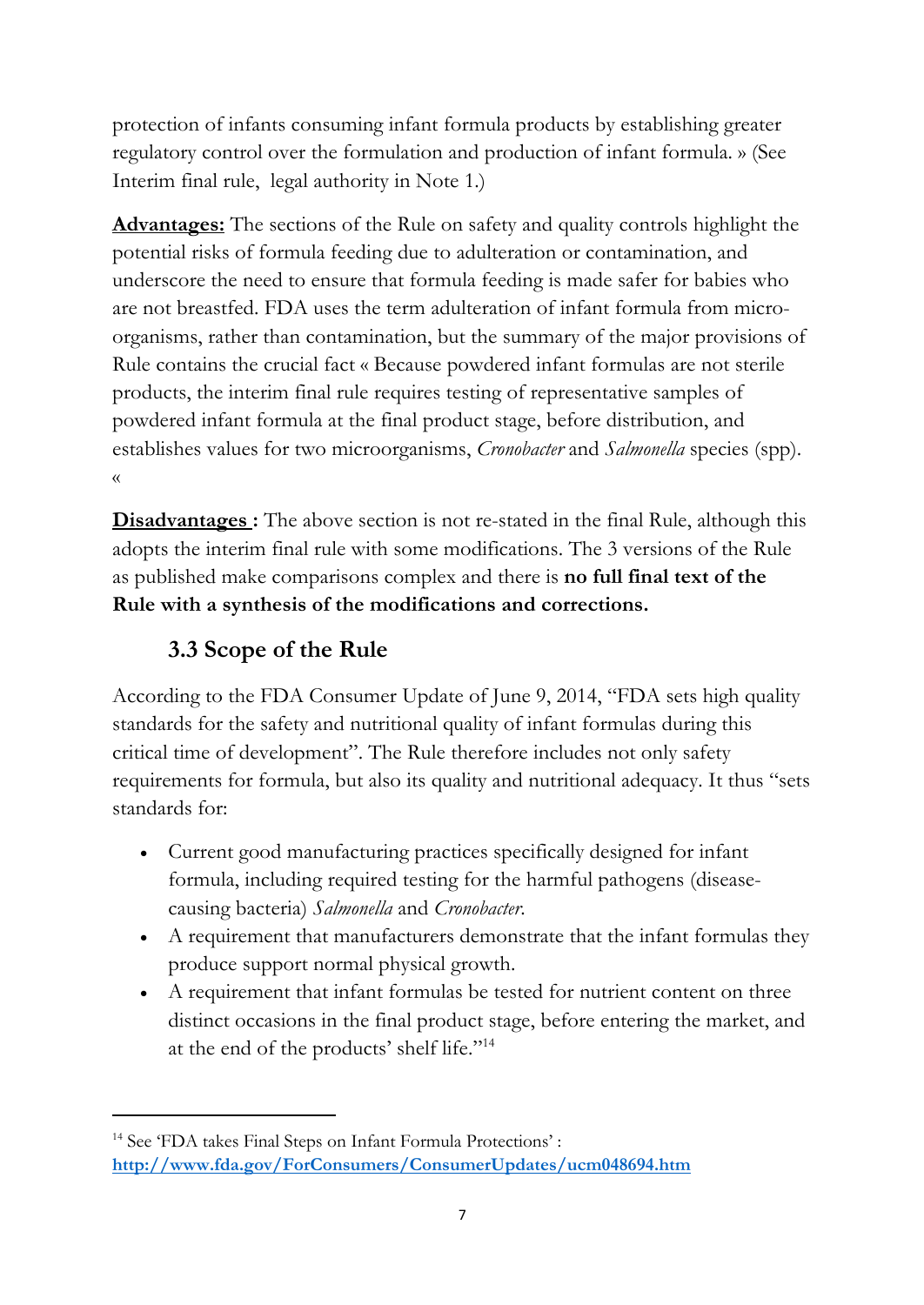protection of infants consuming infant formula products by establishing greater regulatory control over the formulation and production of infant formula. » (See Interim final rule, legal authority in Note 1.)

**Advantages:** The sections of the Rule on safety and quality controls highlight the potential risks of formula feeding due to adulteration or contamination, and underscore the need to ensure that formula feeding is made safer for babies who are not breastfed. FDA uses the term adulteration of infant formula from micro-organisms, rather than contamination, but the summary of the major provisions of Rule contains the crucial fact « Because powdered infant formulas are not sterile products, the interim final rule requires testing of representative samples of powdered infant formula at the final product stage, before distribution, and establishes values for two microorganisms, *Cronobacter* and *Salmonella* species (spp). «

**Disadvantages :** The above section is not re-stated in the final Rule, although this adopts the interim final rule with some modifications. The 3 versions of the Rule as published make comparisons complex and there is **no full final text of the Rule with a synthesis of the modifications and corrections.**

### 3.3 Scope of the Rule

According to the FDA Consumer Update of June 9, 2014, "FDA sets high quality standards for the safety and nutritional quality of infant formulas during this critical time of development". The Rule therefore includes not only safety requirements for formula, but also its quality and nutritional adequacy. It thus "sets standards for:

- Current good manufacturing practices specifically designed for infant formula, including required testing for the harmful pathogens (disease-causing bacteria) *Salmonella* and *Cronobacter*.
- A requirement that manufacturers demonstrate that the infant formulas they produce support normal physical growth.
- A requirement that infant formulas be tested for nutrient content on three distinct occasions in the final product stage, before entering the market, and at the end of the products' shelf life."[14]

---

[14] See 'FDA takes Final Steps on Infant Formula Protections' : **http://www.fda.gov/ForConsumers/ConsumerUpdates/ucm048694.htm**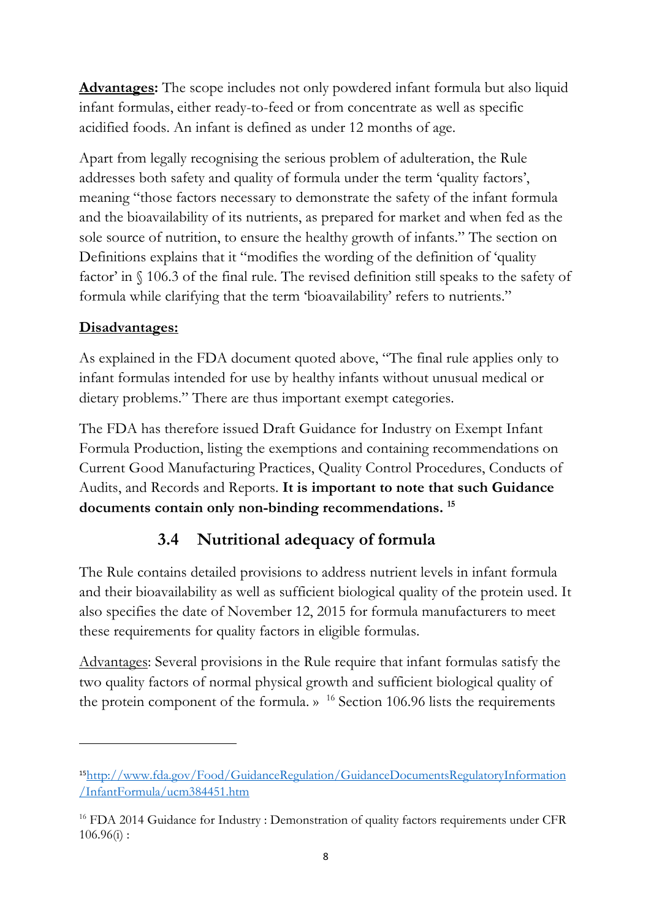**Advantages:** The scope includes not only powdered infant formula but also liquid infant formulas, either ready-to-feed or from concentrate as well as specific acidified foods. An infant is defined as under 12 months of age.

Apart from legally recognising the serious problem of adulteration, the Rule addresses both safety and quality of formula under the term 'quality factors', meaning "those factors necessary to demonstrate the safety of the infant formula and the bioavailability of its nutrients, as prepared for market and when fed as the sole source of nutrition, to ensure the healthy growth of infants." The section on Definitions explains that it "modifies the wording of the definition of 'quality factor' in § 106.3 of the final rule. The revised definition still speaks to the safety of formula while clarifying that the term 'bioavailability' refers to nutrients."

**Disadvantages:**

As explained in the FDA document quoted above, "The final rule applies only to infant formulas intended for use by healthy infants without unusual medical or dietary problems." There are thus important exempt categories.

The FDA has therefore issued Draft Guidance for Industry on Exempt Infant Formula Production, listing the exemptions and containing recommendations on Current Good Manufacturing Practices, Quality Control Procedures, Conducts of Audits, and Records and Reports. **It is important to note that such Guidance documents contain only non-binding recommendations.** [15]

## 3.4 Nutritional adequacy of formula

The Rule contains detailed provisions to address nutrient levels in infant formula and their bioavailability as well as sufficient biological quality of the protein used. It also specifies the date of November 12, 2015 for formula manufacturers to meet these requirements for quality factors in eligible formulas.

Advantages: Several provisions in the Rule require that infant formulas satisfy the two quality factors of normal physical growth and sufficient biological quality of the protein component of the formula. » [16] Section 106.96 lists the requirements

---

[15] http://www.fda.gov/Food/GuidanceRegulation/GuidanceDocumentsRegulatoryInformation/InfantFormula/ucm384451.htm

[16] FDA 2014 Guidance for Industry : Demonstration of quality factors requirements under CFR 106.96(i) :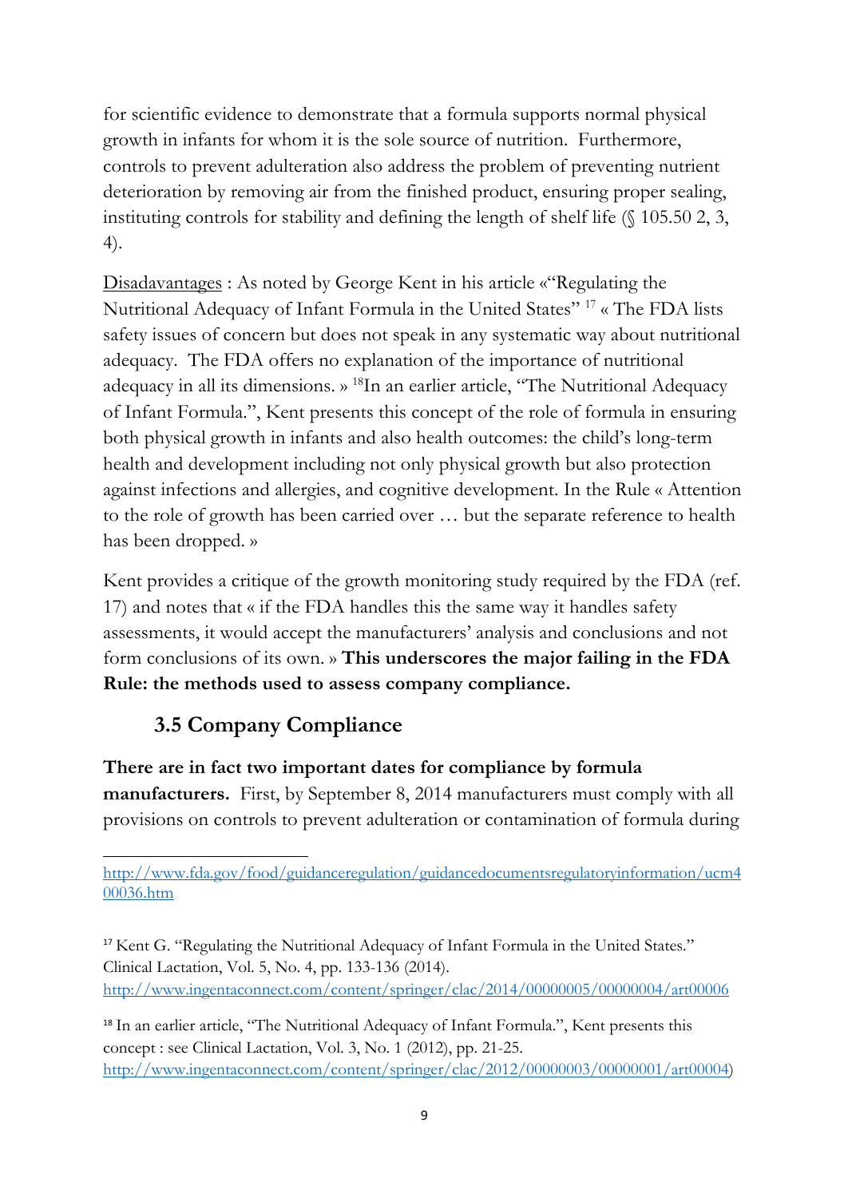for scientific evidence to demonstrate that a formula supports normal physical growth in infants for whom it is the sole source of nutrition. Furthermore, controls to prevent adulteration also address the problem of preventing nutrient deterioration by removing air from the finished product, ensuring proper sealing, instituting controls for stability and defining the length of shelf life (§ 105.50 2, 3, 4).

Disadavantages : As noted by George Kent in his article «"Regulating the Nutritional Adequacy of Infant Formula in the United States" [17] « The FDA lists safety issues of concern but does not speak in any systematic way about nutritional adequacy. The FDA offers no explanation of the importance of nutritional adequacy in all its dimensions. » [18]In an earlier article, "The Nutritional Adequacy of Infant Formula.", Kent presents this concept of the role of formula in ensuring both physical growth in infants and also health outcomes: the child's long-term health and development including not only physical growth but also protection against infections and allergies, and cognitive development. In the Rule « Attention to the role of growth has been carried over … but the separate reference to health has been dropped. »

Kent provides a critique of the growth monitoring study required by the FDA (ref. 17) and notes that « if the FDA handles this the same way it handles safety assessments, it would accept the manufacturers' analysis and conclusions and not form conclusions of its own. » **This underscores the major failing in the FDA Rule: the methods used to assess company compliance.**

### 3.5 Company Compliance

**There are in fact two important dates for compliance by formula manufacturers.** First, by September 8, 2014 manufacturers must comply with all provisions on controls to prevent adulteration or contamination of formula during

---

http://www.fda.gov/food/guidanceregulation/guidancedocumentsregulatoryinformation/ucm400036.htm

[17] Kent G. "Regulating the Nutritional Adequacy of Infant Formula in the United States." Clinical Lactation, Vol. 5, No. 4, pp. 133-136 (2014). http://www.ingentaconnect.com/content/springer/clac/2014/00000005/00000004/art00006

[18] In an earlier article, "The Nutritional Adequacy of Infant Formula.", Kent presents this concept : see Clinical Lactation, Vol. 3, No. 1 (2012), pp. 21-25. http://www.ingentaconnect.com/content/springer/clac/2012/00000003/00000001/art00004)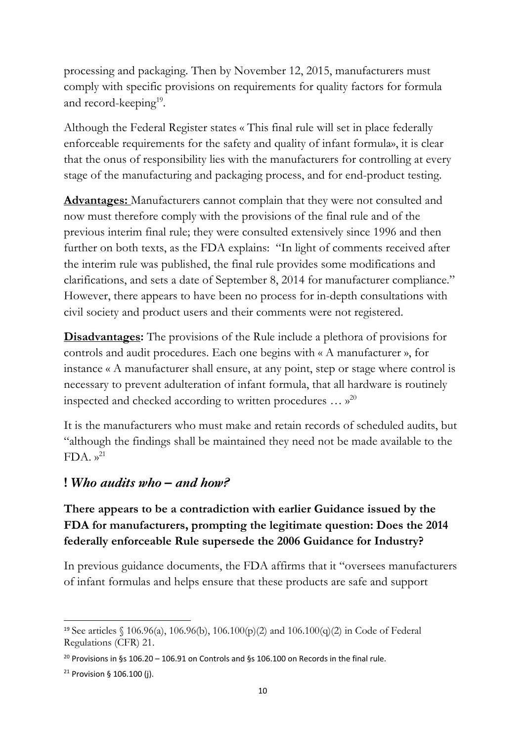processing and packaging. Then by November 12, 2015, manufacturers must comply with specific provisions on requirements for quality factors for formula and record-keeping[19].

Although the Federal Register states « This final rule will set in place federally enforceable requirements for the safety and quality of infant formula», it is clear that the onus of responsibility lies with the manufacturers for controlling at every stage of the manufacturing and packaging process, and for end-product testing.

**Advantages:** Manufacturers cannot complain that they were not consulted and now must therefore comply with the provisions of the final rule and of the previous interim final rule; they were consulted extensively since 1996 and then further on both texts, as the FDA explains: "In light of comments received after the interim rule was published, the final rule provides some modifications and clarifications, and sets a date of September 8, 2014 for manufacturer compliance." However, there appears to have been no process for in-depth consultations with civil society and product users and their comments were not registered.

**Disadvantages:** The provisions of the Rule include a plethora of provisions for controls and audit procedures. Each one begins with « A manufacturer », for instance « A manufacturer shall ensure, at any point, step or stage where control is necessary to prevent adulteration of infant formula, that all hardware is routinely inspected and checked according to written procedures … »[20]

It is the manufacturers who must make and retain records of scheduled audits, but "although the findings shall be maintained they need not be made available to the FDA. »[21]

## ! *Who audits who – and how?*

**There appears to be a contradiction with earlier Guidance issued by the FDA for manufacturers, prompting the legitimate question: Does the 2014 federally enforceable Rule supersede the 2006 Guidance for Industry?**

In previous guidance documents, the FDA affirms that it "oversees manufacturers of infant formulas and helps ensure that these products are safe and support

---

[19] See articles § 106.96(a), 106.96(b), 106.100(p)(2) and 106.100(q)(2) in Code of Federal Regulations (CFR) 21.

[20] Provisions in §s 106.20 – 106.91 on Controls and §s 106.100 on Records in the final rule.

[21] Provision § 106.100 (j).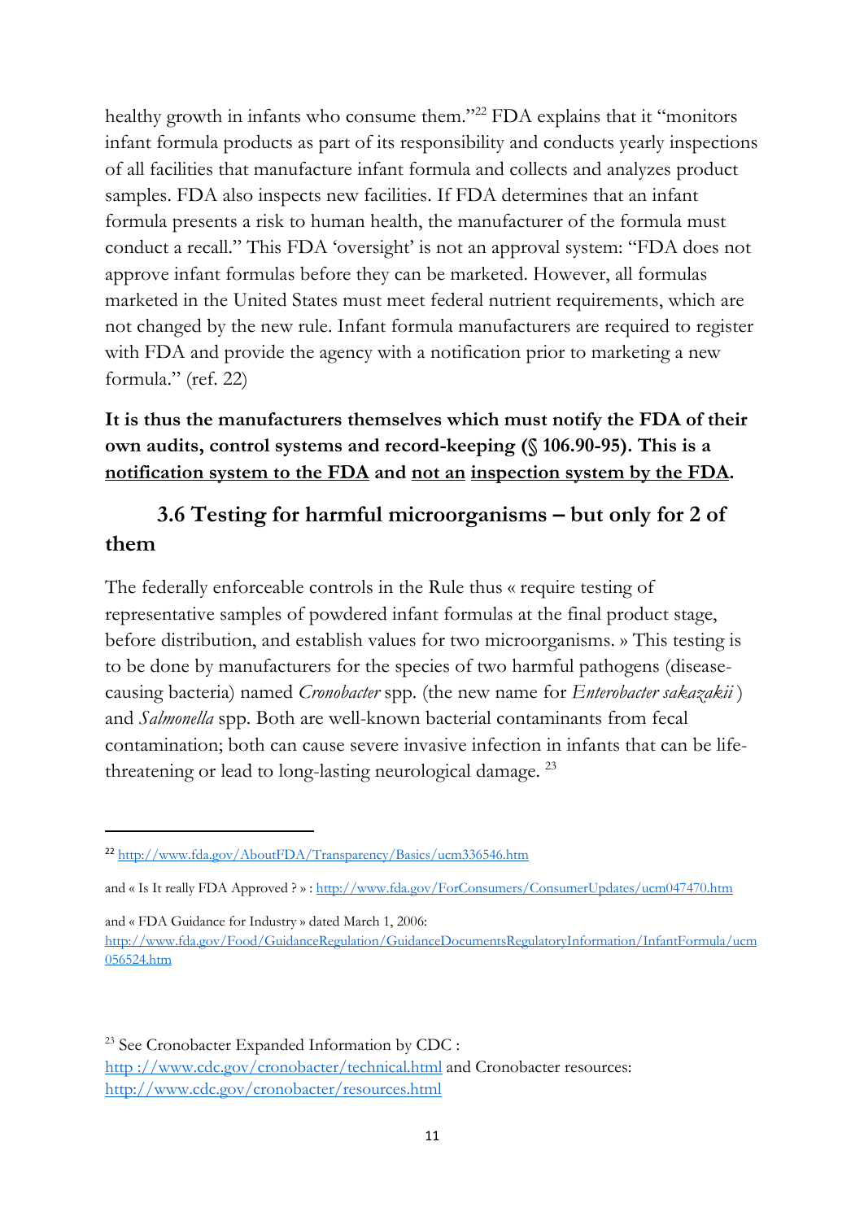healthy growth in infants who consume them."[22] FDA explains that it "monitors infant formula products as part of its responsibility and conducts yearly inspections of all facilities that manufacture infant formula and collects and analyzes product samples. FDA also inspects new facilities. If FDA determines that an infant formula presents a risk to human health, the manufacturer of the formula must conduct a recall." This FDA 'oversight' is not an approval system: "FDA does not approve infant formulas before they can be marketed. However, all formulas marketed in the United States must meet federal nutrient requirements, which are not changed by the new rule. Infant formula manufacturers are required to register with FDA and provide the agency with a notification prior to marketing a new formula." (ref. 22)

**It is thus the manufacturers themselves which must notify the FDA of their own audits, control systems and record-keeping (§ 106.90-95). This is a <u>notification system to the FDA</u> and <u>not an</u> <u>inspection system by the FDA</u>.**

### 3.6 Testing for harmful microorganisms – but only for 2 of them

The federally enforceable controls in the Rule thus « require testing of representative samples of powdered infant formulas at the final product stage, before distribution, and establish values for two microorganisms. » This testing is to be done by manufacturers for the species of two harmful pathogens (disease-causing bacteria) named *Cronobacter* spp. (the new name for *Enterobacter sakazakii* ) and *Salmonella* spp. Both are well-known bacterial contaminants from fecal contamination; both can cause severe invasive infection in infants that can be life-threatening or lead to long-lasting neurological damage. [23]

---

[22] http://www.fda.gov/AboutFDA/Transparency/Basics/ucm336546.htm

and « Is It really FDA Approved ? » : http://www.fda.gov/ForConsumers/ConsumerUpdates/ucm047470.htm

and « FDA Guidance for Industry » dated March 1, 2006: http://www.fda.gov/Food/GuidanceRegulation/GuidanceDocumentsRegulatoryInformation/InfantFormula/ucm056524.htm

[23] See Cronobacter Expanded Information by CDC : http ://www.cdc.gov/cronobacter/technical.html and Cronobacter resources: http://www.cdc.gov/cronobacter/resources.html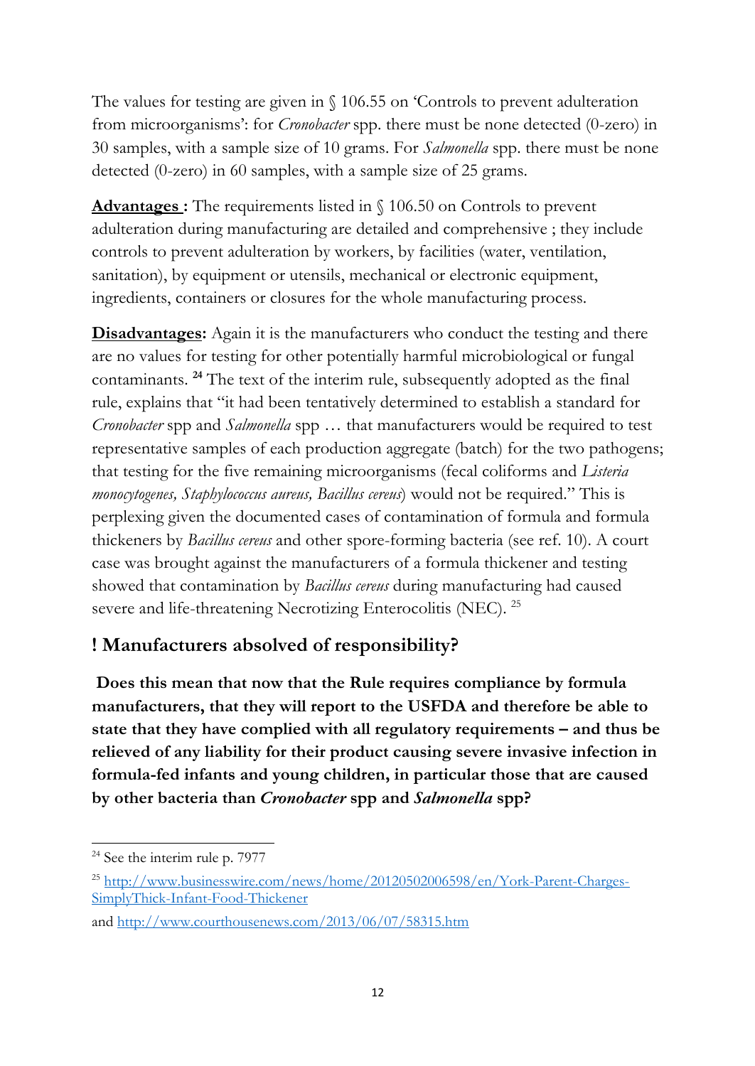The values for testing are given in § 106.55 on 'Controls to prevent adulteration from microorganisms': for *Cronobacter* spp. there must be none detected (0-zero) in 30 samples, with a sample size of 10 grams. For *Salmonella* spp. there must be none detected (0-zero) in 60 samples, with a sample size of 25 grams.

**Advantages :** The requirements listed in § 106.50 on Controls to prevent adulteration during manufacturing are detailed and comprehensive ; they include controls to prevent adulteration by workers, by facilities (water, ventilation, sanitation), by equipment or utensils, mechanical or electronic equipment, ingredients, containers or closures for the whole manufacturing process.

**Disadvantages:** Again it is the manufacturers who conduct the testing and there are no values for testing for other potentially harmful microbiological or fungal contaminants. [24] The text of the interim rule, subsequently adopted as the final rule, explains that "it had been tentatively determined to establish a standard for *Cronobacter* spp and *Salmonella* spp … that manufacturers would be required to test representative samples of each production aggregate (batch) for the two pathogens; that testing for the five remaining microorganisms (fecal coliforms and *Listeria monocytogenes, Staphylococcus aureus, Bacillus cereus*) would not be required." This is perplexing given the documented cases of contamination of formula and formula thickeners by *Bacillus cereus* and other spore-forming bacteria (see ref. 10). A court case was brought against the manufacturers of a formula thickener and testing showed that contamination by *Bacillus cereus* during manufacturing had caused severe and life-threatening Necrotizing Enterocolitis (NEC). [25]

## ! Manufacturers absolved of responsibility?

**Does this mean that now that the Rule requires compliance by formula manufacturers, that they will report to the USFDA and therefore be able to state that they have complied with all regulatory requirements – and thus be relieved of any liability for their product causing severe invasive infection in formula-fed infants and young children, in particular those that are caused by other bacteria than *Cronobacter* spp and *Salmonella* spp?**

---

[24] See the interim rule p. 7977

[25] http://www.businesswire.com/news/home/20120502006598/en/York-Parent-Charges-SimplyThick-Infant-Food-Thickener

and http://www.courthousenews.com/2013/06/07/58315.htm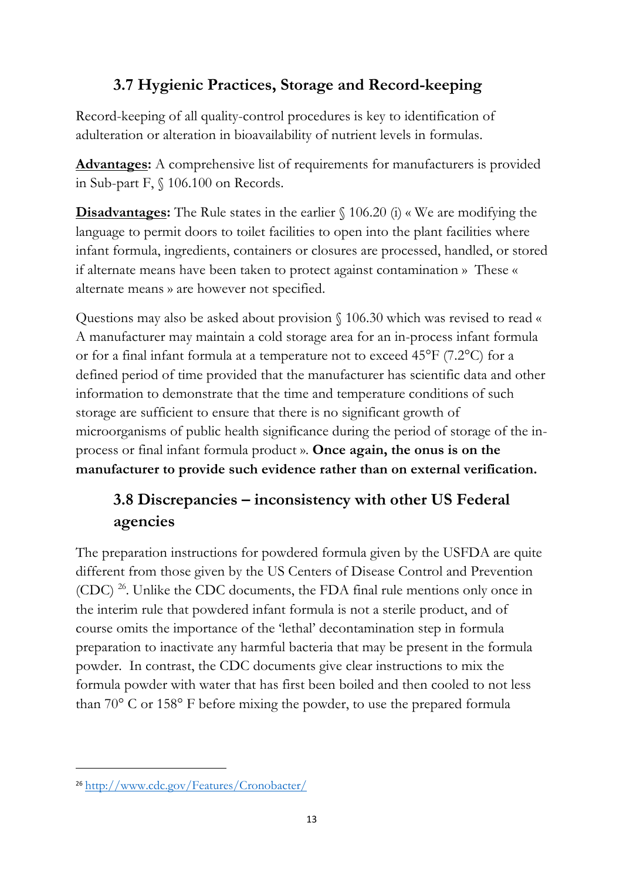## 3.7 Hygienic Practices, Storage and Record-keeping

Record-keeping of all quality-control procedures is key to identification of adulteration or alteration in bioavailability of nutrient levels in formulas.

**Advantages:** A comprehensive list of requirements for manufacturers is provided in Sub-part F, § 106.100 on Records.

**Disadvantages:** The Rule states in the earlier § 106.20 (i) « We are modifying the language to permit doors to toilet facilities to open into the plant facilities where infant formula, ingredients, containers or closures are processed, handled, or stored if alternate means have been taken to protect against contamination » These « alternate means » are however not specified.

Questions may also be asked about provision § 106.30 which was revised to read « A manufacturer may maintain a cold storage area for an in-process infant formula or for a final infant formula at a temperature not to exceed 45°F (7.2°C) for a defined period of time provided that the manufacturer has scientific data and other information to demonstrate that the time and temperature conditions of such storage are sufficient to ensure that there is no significant growth of microorganisms of public health significance during the period of storage of the in-process or final infant formula product ». **Once again, the onus is on the manufacturer to provide such evidence rather than on external verification.**

## 3.8 Discrepancies – inconsistency with other US Federal agencies

The preparation instructions for powdered formula given by the USFDA are quite different from those given by the US Centers of Disease Control and Prevention (CDC) [26]. Unlike the CDC documents, the FDA final rule mentions only once in the interim rule that powdered infant formula is not a sterile product, and of course omits the importance of the 'lethal' decontamination step in formula preparation to inactivate any harmful bacteria that may be present in the formula powder. In contrast, the CDC documents give clear instructions to mix the formula powder with water that has first been boiled and then cooled to not less than 70° C or 158° F before mixing the powder, to use the prepared formula

[26] http://www.cdc.gov/Features/Cronobacter/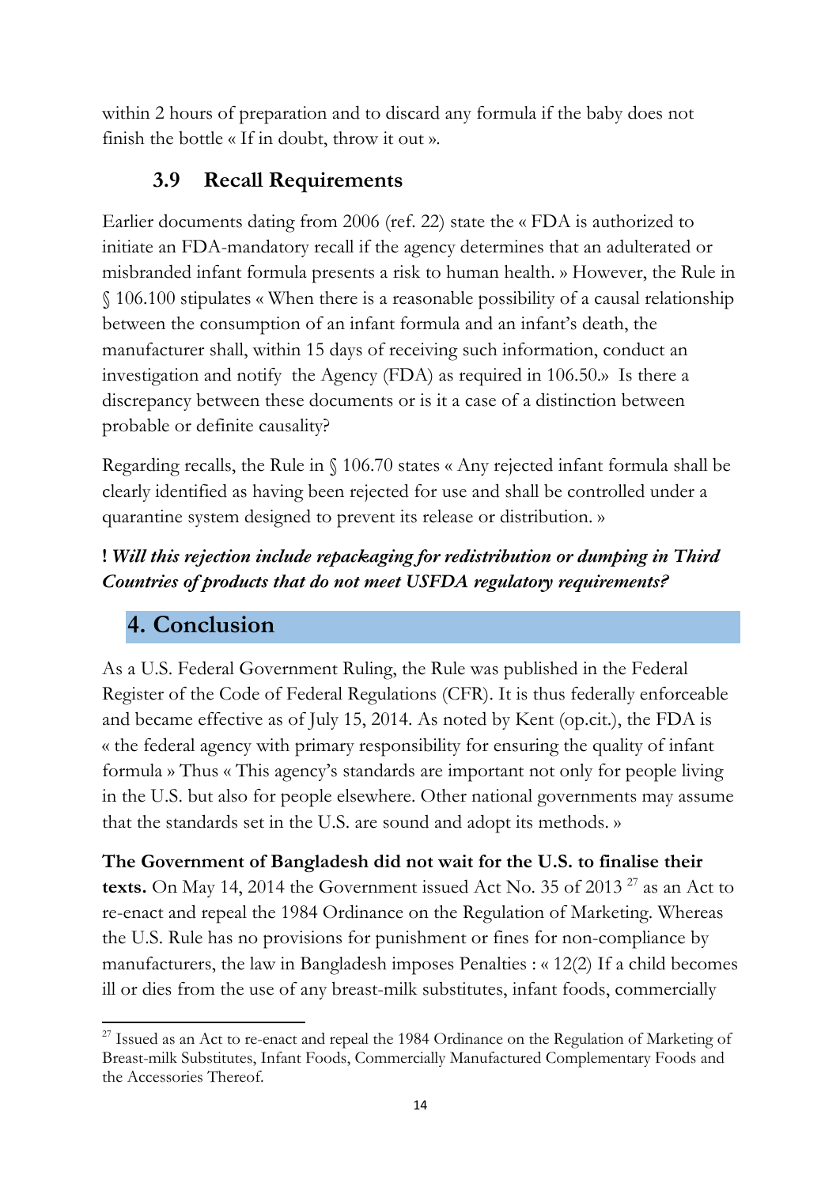within 2 hours of preparation and to discard any formula if the baby does not finish the bottle « If in doubt, throw it out ».

### 3.9 Recall Requirements

Earlier documents dating from 2006 (ref. 22) state the « FDA is authorized to initiate an FDA-mandatory recall if the agency determines that an adulterated or misbranded infant formula presents a risk to human health. » However, the Rule in § 106.100 stipulates « When there is a reasonable possibility of a causal relationship between the consumption of an infant formula and an infant's death, the manufacturer shall, within 15 days of receiving such information, conduct an investigation and notify the Agency (FDA) as required in 106.50.» Is there a discrepancy between these documents or is it a case of a distinction between probable or definite causality?

Regarding recalls, the Rule in § 106.70 states « Any rejected infant formula shall be clearly identified as having been rejected for use and shall be controlled under a quarantine system designed to prevent its release or distribution. »

**! *Will this rejection include repackaging for redistribution or dumping in Third Countries of products that do not meet USFDA regulatory requirements?***

## 4. Conclusion

As a U.S. Federal Government Ruling, the Rule was published in the Federal Register of the Code of Federal Regulations (CFR). It is thus federally enforceable and became effective as of July 15, 2014. As noted by Kent (op.cit.), the FDA is « the federal agency with primary responsibility for ensuring the quality of infant formula » Thus « This agency's standards are important not only for people living in the U.S. but also for people elsewhere. Other national governments may assume that the standards set in the U.S. are sound and adopt its methods. »

**The Government of Bangladesh did not wait for the U.S. to finalise their texts.** On May 14, 2014 the Government issued Act No. 35 of 2013 [27] as an Act to re-enact and repeal the 1984 Ordinance on the Regulation of Marketing. Whereas the U.S. Rule has no provisions for punishment or fines for non-compliance by manufacturers, the law in Bangladesh imposes Penalties : « 12(2) If a child becomes ill or dies from the use of any breast-milk substitutes, infant foods, commercially

[27] Issued as an Act to re-enact and repeal the 1984 Ordinance on the Regulation of Marketing of Breast-milk Substitutes, Infant Foods, Commercially Manufactured Complementary Foods and the Accessories Thereof.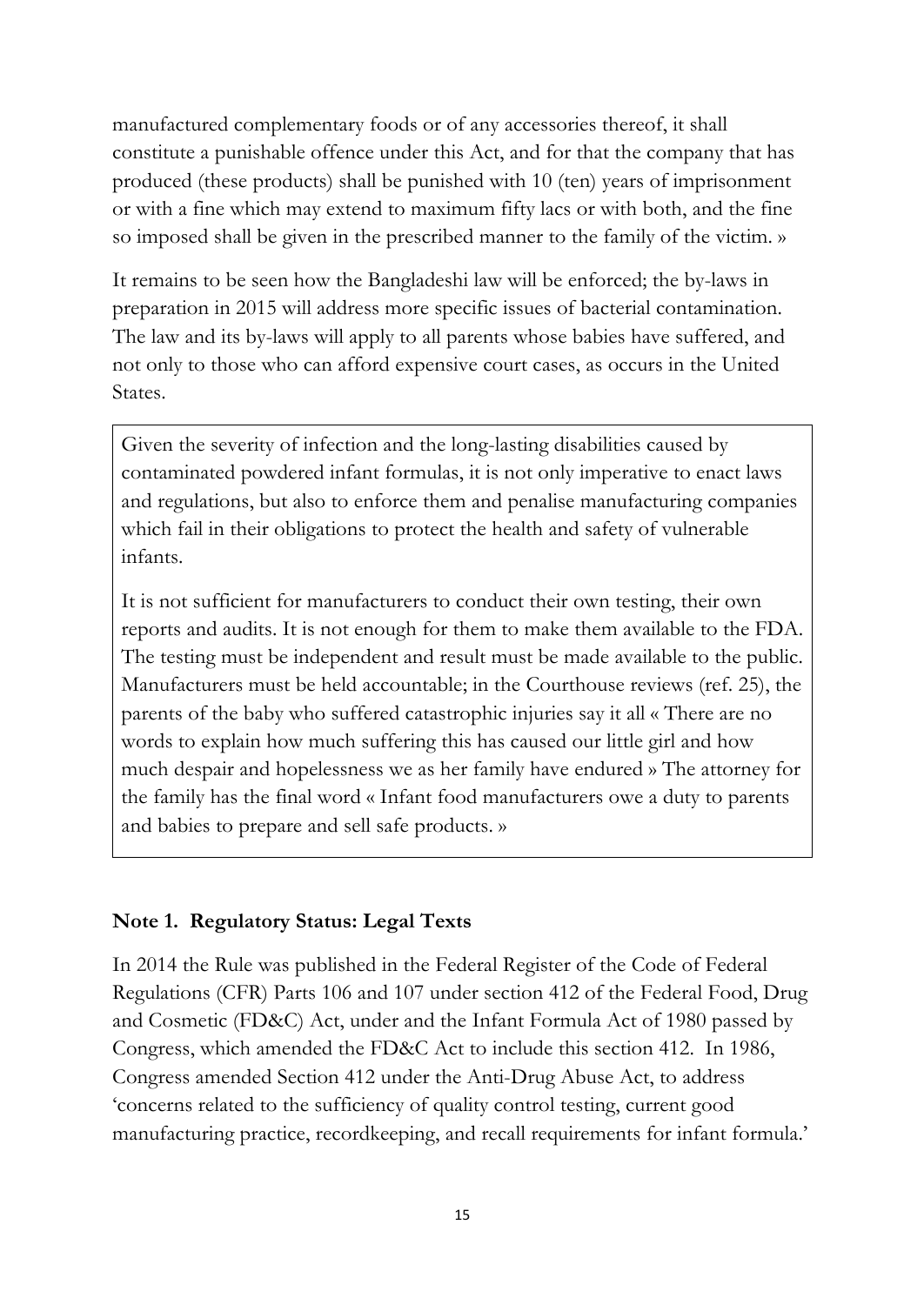manufactured complementary foods or of any accessories thereof, it shall constitute a punishable offence under this Act, and for that the company that has produced (these products) shall be punished with 10 (ten) years of imprisonment or with a fine which may extend to maximum fifty lacs or with both, and the fine so imposed shall be given in the prescribed manner to the family of the victim. »

It remains to be seen how the Bangladeshi law will be enforced; the by-laws in preparation in 2015 will address more specific issues of bacterial contamination. The law and its by-laws will apply to all parents whose babies have suffered, and not only to those who can afford expensive court cases, as occurs in the United States.

> Given the severity of infection and the long-lasting disabilities caused by contaminated powdered infant formulas, it is not only imperative to enact laws and regulations, but also to enforce them and penalise manufacturing companies which fail in their obligations to protect the health and safety of vulnerable infants.
>
> It is not sufficient for manufacturers to conduct their own testing, their own reports and audits. It is not enough for them to make them available to the FDA. The testing must be independent and result must be made available to the public. Manufacturers must be held accountable; in the Courthouse reviews (ref. 25), the parents of the baby who suffered catastrophic injuries say it all « There are no words to explain how much suffering this has caused our little girl and how much despair and hopelessness we as her family have endured » The attorney for the family has the final word « Infant food manufacturers owe a duty to parents and babies to prepare and sell safe products. »

### Note 1. Regulatory Status: Legal Texts

In 2014 the Rule was published in the Federal Register of the Code of Federal Regulations (CFR) Parts 106 and 107 under section 412 of the Federal Food, Drug and Cosmetic (FD&C) Act, under and the Infant Formula Act of 1980 passed by Congress, which amended the FD&C Act to include this section 412. In 1986, Congress amended Section 412 under the Anti-Drug Abuse Act, to address 'concerns related to the sufficiency of quality control testing, current good manufacturing practice, recordkeeping, and recall requirements for infant formula.'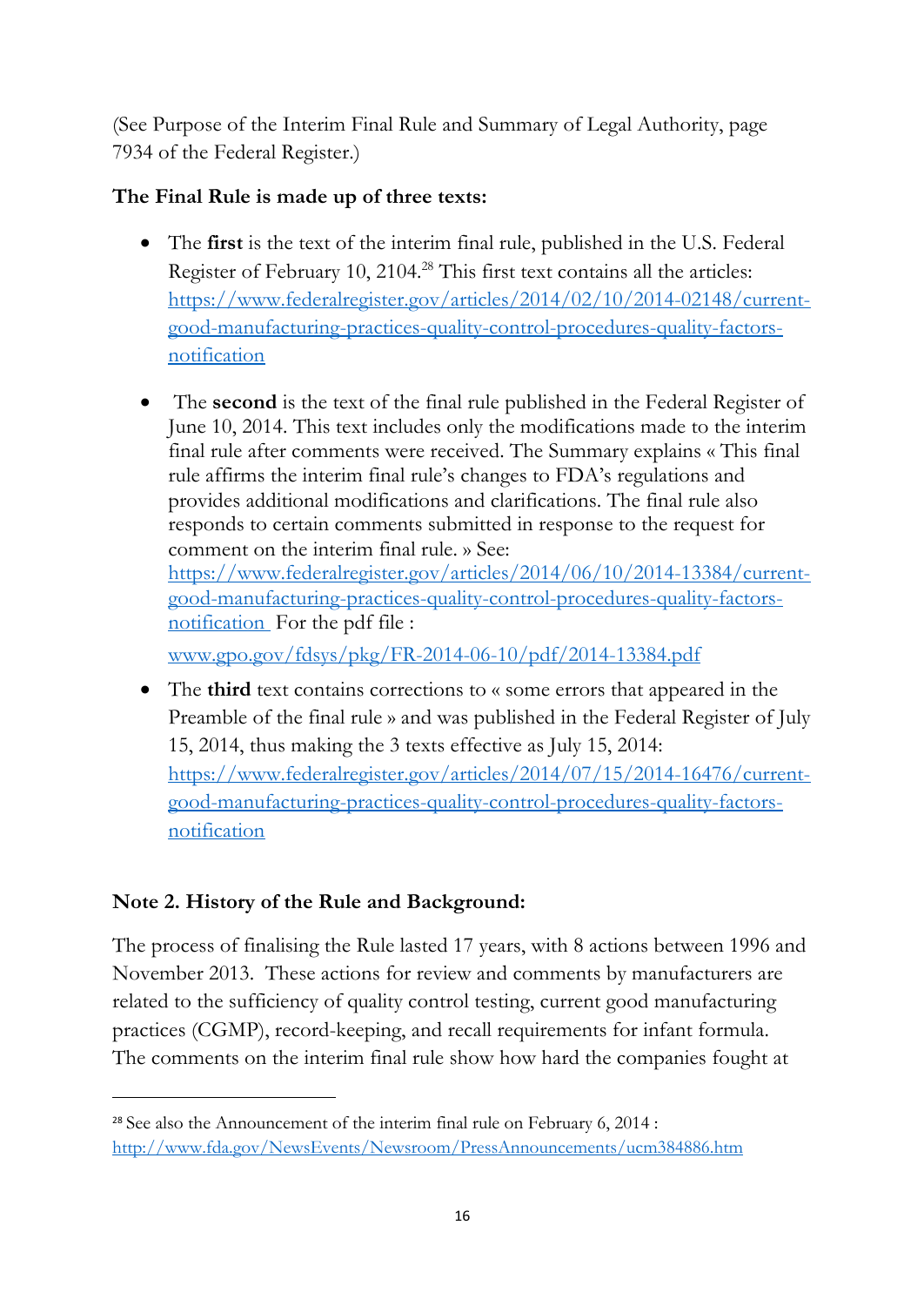(See Purpose of the Interim Final Rule and Summary of Legal Authority, page 7934 of the Federal Register.)

**The Final Rule is made up of three texts:**

- The **first** is the text of the interim final rule, published in the U.S. Federal Register of February 10, 2104.[28] This first text contains all the articles: https://www.federalregister.gov/articles/2014/02/10/2014-02148/current-good-manufacturing-practices-quality-control-procedures-quality-factors-notification

- The **second** is the text of the final rule published in the Federal Register of June 10, 2014. This text includes only the modifications made to the interim final rule after comments were received. The Summary explains « This final rule affirms the interim final rule's changes to FDA's regulations and provides additional modifications and clarifications. The final rule also responds to certain comments submitted in response to the request for comment on the interim final rule. » See: https://www.federalregister.gov/articles/2014/06/10/2014-13384/current-good-manufacturing-practices-quality-control-procedures-quality-factors-notification For the pdf file : www.gpo.gov/fdsys/pkg/FR-2014-06-10/pdf/2014-13384.pdf

- The **third** text contains corrections to « some errors that appeared in the Preamble of the final rule » and was published in the Federal Register of July 15, 2014, thus making the 3 texts effective as July 15, 2014: https://www.federalregister.gov/articles/2014/07/15/2014-16476/current-good-manufacturing-practices-quality-control-procedures-quality-factors-notification

**Note 2. History of the Rule and Background:**

The process of finalising the Rule lasted 17 years, with 8 actions between 1996 and November 2013. These actions for review and comments by manufacturers are related to the sufficiency of quality control testing, current good manufacturing practices (CGMP), record-keeping, and recall requirements for infant formula. The comments on the interim final rule show how hard the companies fought at

[28] See also the Announcement of the interim final rule on February 6, 2014 : http://www.fda.gov/NewsEvents/Newsroom/PressAnnouncements/ucm384886.htm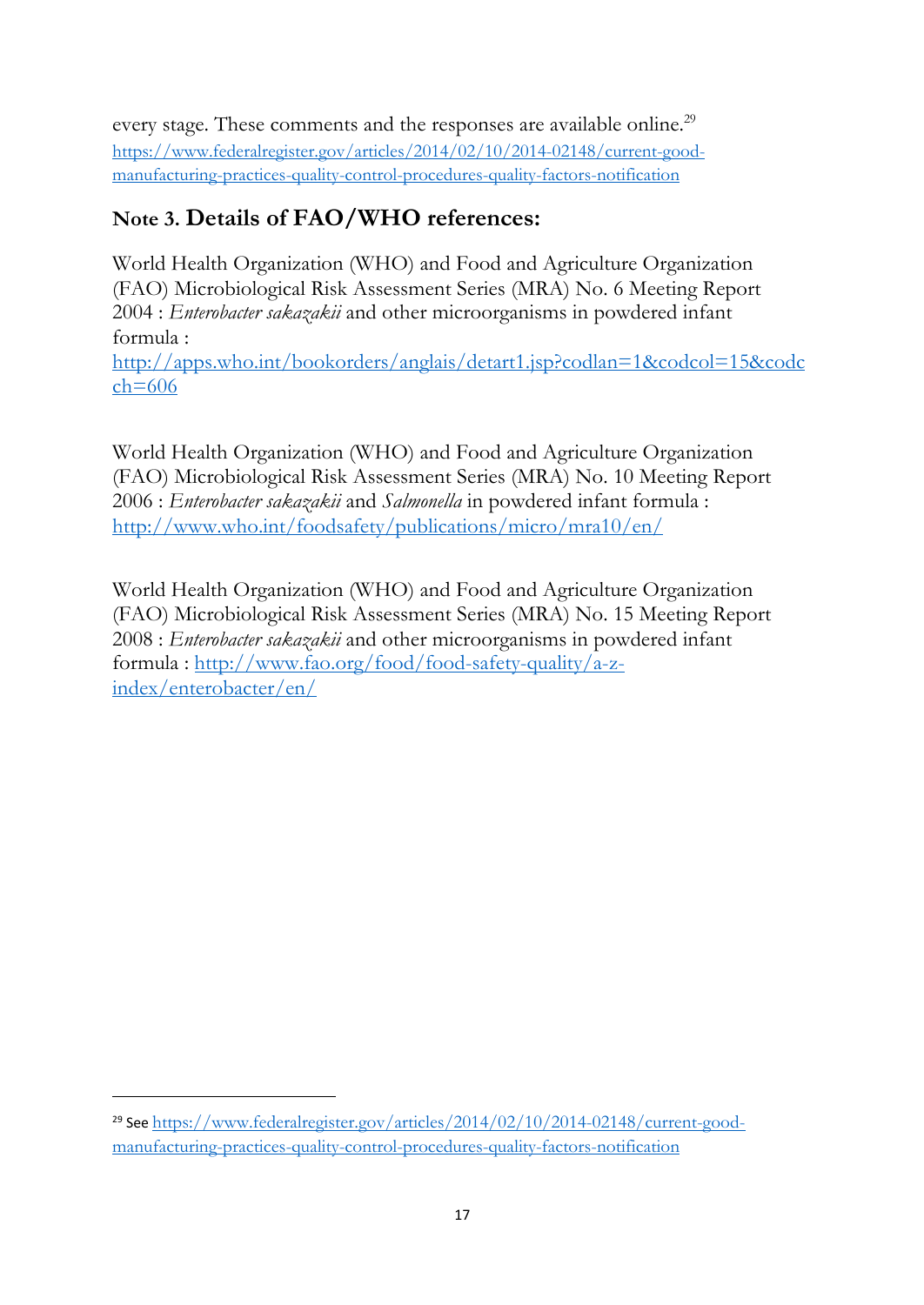every stage. These comments and the responses are available online.[29]
https://www.federalregister.gov/articles/2014/02/10/2014-02148/current-good-manufacturing-practices-quality-control-procedures-quality-factors-notification

## Note 3. Details of FAO/WHO references:

World Health Organization (WHO) and Food and Agriculture Organization (FAO) Microbiological Risk Assessment Series (MRA) No. 6 Meeting Report 2004 : *Enterobacter sakazakii* and other microorganisms in powdered infant formula :
http://apps.who.int/bookorders/anglais/detart1.jsp?codlan=1&codcol=15&codcch=606

World Health Organization (WHO) and Food and Agriculture Organization (FAO) Microbiological Risk Assessment Series (MRA) No. 10 Meeting Report 2006 : *Enterobacter sakazakii* and *Salmonella* in powdered infant formula :
http://www.who.int/foodsafety/publications/micro/mra10/en/

World Health Organization (WHO) and Food and Agriculture Organization (FAO) Microbiological Risk Assessment Series (MRA) No. 15 Meeting Report 2008 : *Enterobacter sakazakii* and other microorganisms in powdered infant formula : http://www.fao.org/food/food-safety-quality/a-z-index/enterobacter/en/

---

[29] See https://www.federalregister.gov/articles/2014/02/10/2014-02148/current-good-manufacturing-practices-quality-control-procedures-quality-factors-notification